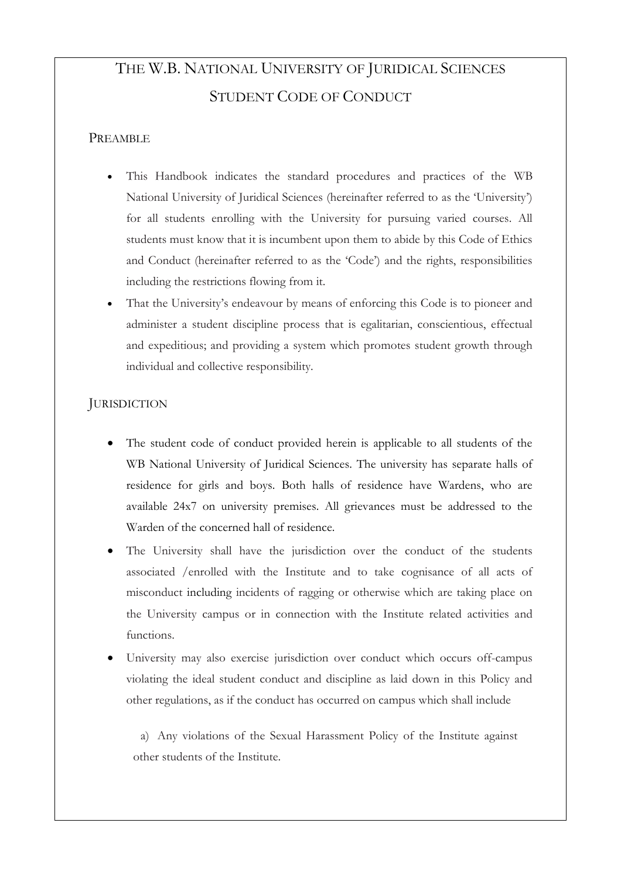# THE W.B. NATIONAL UNIVERSITY OF JURIDICAL SCIENCES
# STUDENT CODE OF CONDUCT

## PREAMBLE

- This Handbook indicates the standard procedures and practices of the WB National University of Juridical Sciences (hereinafter referred to as the 'University') for all students enrolling with the University for pursuing varied courses. All students must know that it is incumbent upon them to abide by this Code of Ethics and Conduct (hereinafter referred to as the 'Code') and the rights, responsibilities including the restrictions flowing from it.
- That the University's endeavour by means of enforcing this Code is to pioneer and administer a student discipline process that is egalitarian, conscientious, effectual and expeditious; and providing a system which promotes student growth through individual and collective responsibility.

## JURISDICTION

- The student code of conduct provided herein is applicable to all students of the WB National University of Juridical Sciences. The university has separate halls of residence for girls and boys. Both halls of residence have Wardens, who are available 24x7 on university premises. All grievances must be addressed to the Warden of the concerned hall of residence.
- The University shall have the jurisdiction over the conduct of the students associated /enrolled with the Institute and to take cognisance of all acts of misconduct including incidents of ragging or otherwise which are taking place on the University campus or in connection with the Institute related activities and functions.
- University may also exercise jurisdiction over conduct which occurs off-campus violating the ideal student conduct and discipline as laid down in this Policy and other regulations, as if the conduct has occurred on campus which shall include

  a) Any violations of the Sexual Harassment Policy of the Institute against other students of the Institute.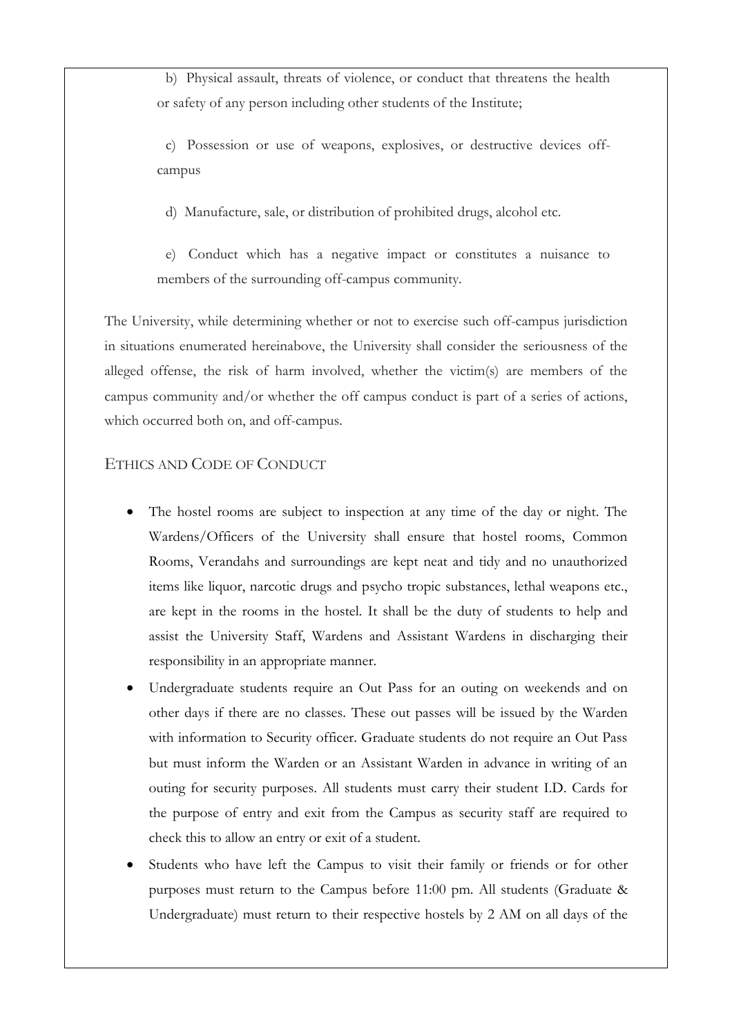b) Physical assault, threats of violence, or conduct that threatens the health or safety of any person including other students of the Institute;

c) Possession or use of weapons, explosives, or destructive devices off-campus

d) Manufacture, sale, or distribution of prohibited drugs, alcohol etc.

e) Conduct which has a negative impact or constitutes a nuisance to members of the surrounding off-campus community.

The University, while determining whether or not to exercise such off-campus jurisdiction in situations enumerated hereinabove, the University shall consider the seriousness of the alleged offense, the risk of harm involved, whether the victim(s) are members of the campus community and/or whether the off campus conduct is part of a series of actions, which occurred both on, and off-campus.

## ETHICS AND CODE OF CONDUCT

- The hostel rooms are subject to inspection at any time of the day or night. The Wardens/Officers of the University shall ensure that hostel rooms, Common Rooms, Verandahs and surroundings are kept neat and tidy and no unauthorized items like liquor, narcotic drugs and psycho tropic substances, lethal weapons etc., are kept in the rooms in the hostel. It shall be the duty of students to help and assist the University Staff, Wardens and Assistant Wardens in discharging their responsibility in an appropriate manner.
- Undergraduate students require an Out Pass for an outing on weekends and on other days if there are no classes. These out passes will be issued by the Warden with information to Security officer. Graduate students do not require an Out Pass but must inform the Warden or an Assistant Warden in advance in writing of an outing for security purposes. All students must carry their student I.D. Cards for the purpose of entry and exit from the Campus as security staff are required to check this to allow an entry or exit of a student.
- Students who have left the Campus to visit their family or friends or for other purposes must return to the Campus before 11:00 pm. All students (Graduate & Undergraduate) must return to their respective hostels by 2 AM on all days of the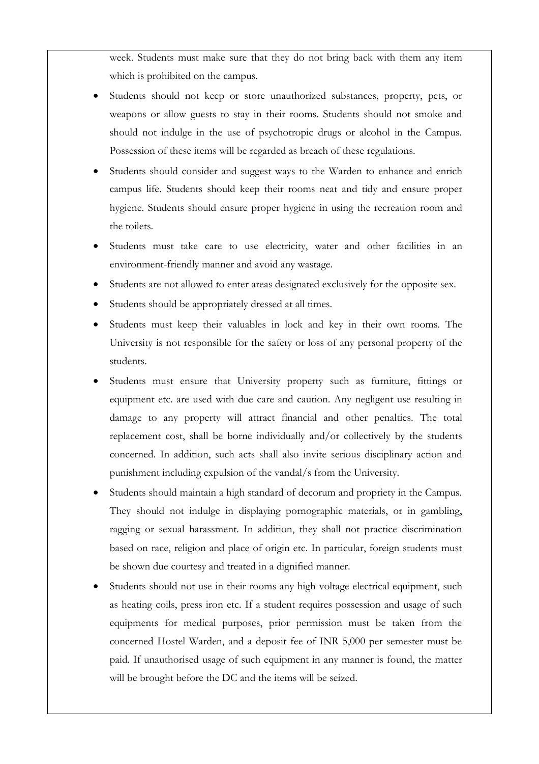week. Students must make sure that they do not bring back with them any item which is prohibited on the campus.

- Students should not keep or store unauthorized substances, property, pets, or weapons or allow guests to stay in their rooms. Students should not smoke and should not indulge in the use of psychotropic drugs or alcohol in the Campus. Possession of these items will be regarded as breach of these regulations.
- Students should consider and suggest ways to the Warden to enhance and enrich campus life. Students should keep their rooms neat and tidy and ensure proper hygiene. Students should ensure proper hygiene in using the recreation room and the toilets.
- Students must take care to use electricity, water and other facilities in an environment-friendly manner and avoid any wastage.
- Students are not allowed to enter areas designated exclusively for the opposite sex.
- Students should be appropriately dressed at all times.
- Students must keep their valuables in lock and key in their own rooms. The University is not responsible for the safety or loss of any personal property of the students.
- Students must ensure that University property such as furniture, fittings or equipment etc. are used with due care and caution. Any negligent use resulting in damage to any property will attract financial and other penalties. The total replacement cost, shall be borne individually and/or collectively by the students concerned. In addition, such acts shall also invite serious disciplinary action and punishment including expulsion of the vandal/s from the University.
- Students should maintain a high standard of decorum and propriety in the Campus. They should not indulge in displaying pornographic materials, or in gambling, ragging or sexual harassment. In addition, they shall not practice discrimination based on race, religion and place of origin etc. In particular, foreign students must be shown due courtesy and treated in a dignified manner.
- Students should not use in their rooms any high voltage electrical equipment, such as heating coils, press iron etc. If a student requires possession and usage of such equipments for medical purposes, prior permission must be taken from the concerned Hostel Warden, and a deposit fee of INR 5,000 per semester must be paid. If unauthorised usage of such equipment in any manner is found, the matter will be brought before the DC and the items will be seized.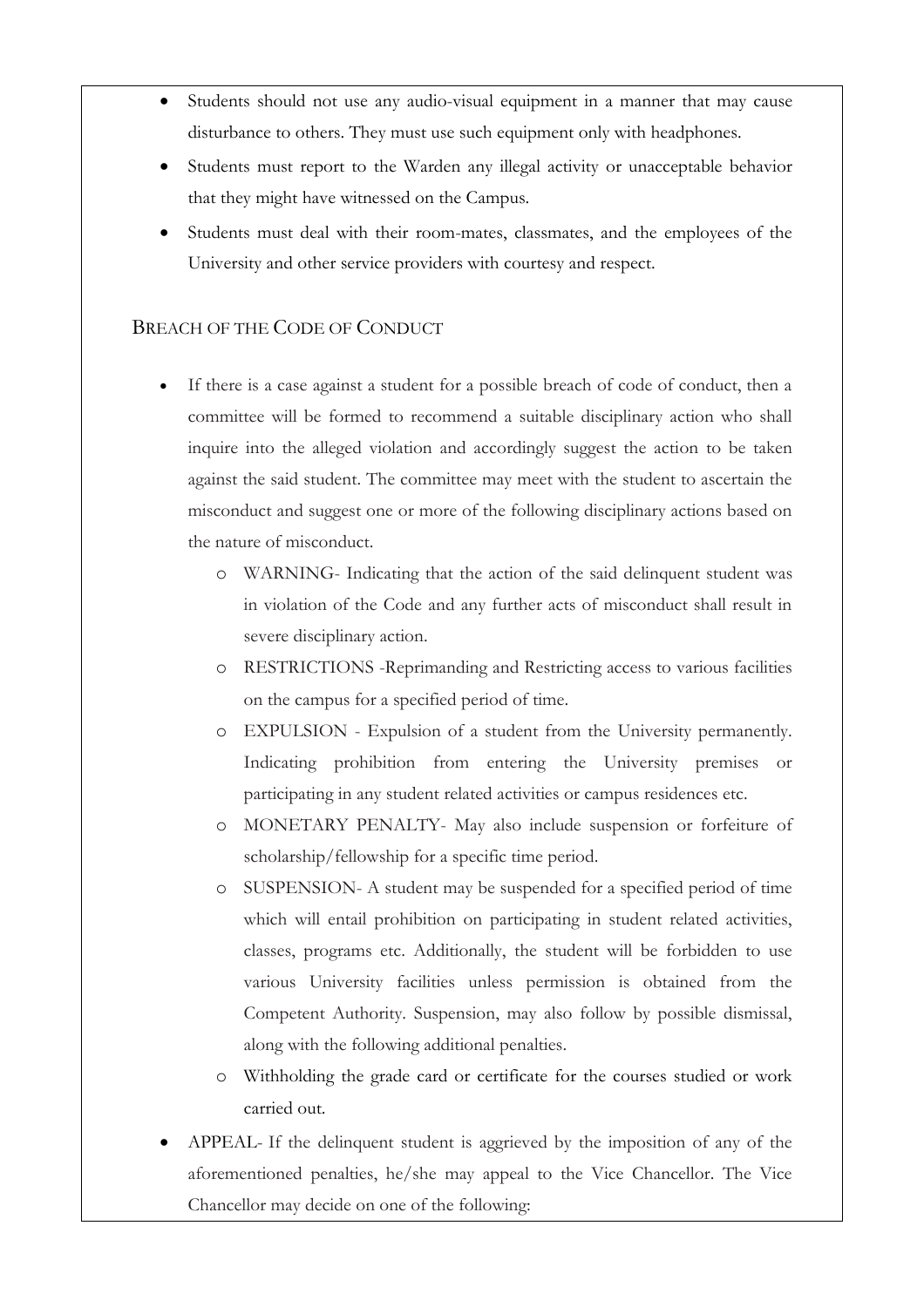- Students should not use any audio-visual equipment in a manner that may cause disturbance to others. They must use such equipment only with headphones.
- Students must report to the Warden any illegal activity or unacceptable behavior that they might have witnessed on the Campus.
- Students must deal with their room-mates, classmates, and the employees of the University and other service providers with courtesy and respect.

## BREACH OF THE CODE OF CONDUCT

- If there is a case against a student for a possible breach of code of conduct, then a committee will be formed to recommend a suitable disciplinary action who shall inquire into the alleged violation and accordingly suggest the action to be taken against the said student. The committee may meet with the student to ascertain the misconduct and suggest one or more of the following disciplinary actions based on the nature of misconduct.
    - WARNING- Indicating that the action of the said delinquent student was in violation of the Code and any further acts of misconduct shall result in severe disciplinary action.
    - RESTRICTIONS -Reprimanding and Restricting access to various facilities on the campus for a specified period of time.
    - EXPULSION - Expulsion of a student from the University permanently. Indicating prohibition from entering the University premises or participating in any student related activities or campus residences etc.
    - MONETARY PENALTY- May also include suspension or forfeiture of scholarship/fellowship for a specific time period.
    - SUSPENSION- A student may be suspended for a specified period of time which will entail prohibition on participating in student related activities, classes, programs etc. Additionally, the student will be forbidden to use various University facilities unless permission is obtained from the Competent Authority. Suspension, may also follow by possible dismissal, along with the following additional penalties.
    - Withholding the grade card or certificate for the courses studied or work carried out.
- APPEAL- If the delinquent student is aggrieved by the imposition of any of the aforementioned penalties, he/she may appeal to the Vice Chancellor. The Vice Chancellor may decide on one of the following: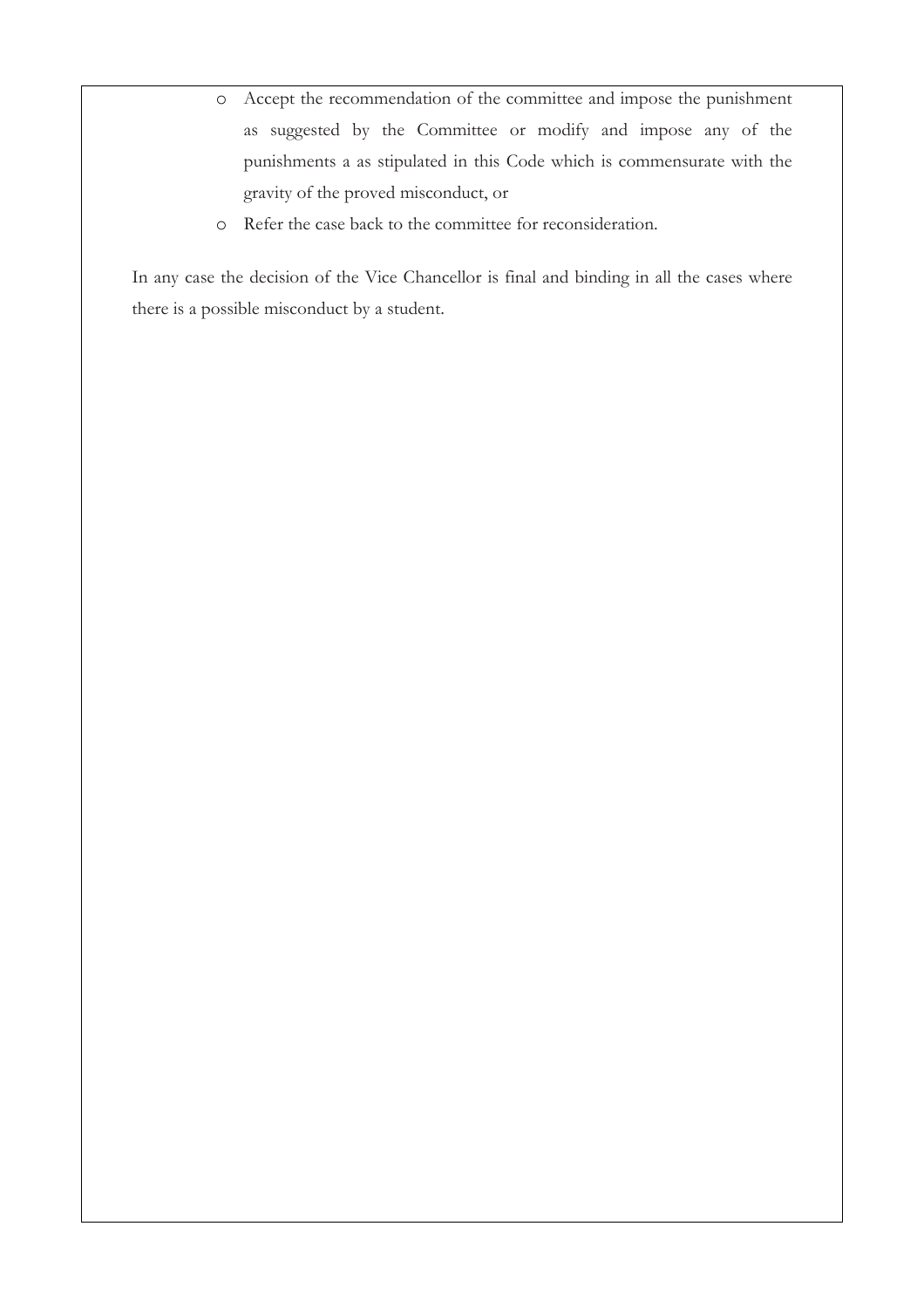- Accept the recommendation of the committee and impose the punishment as suggested by the Committee or modify and impose any of the punishments a as stipulated in this Code which is commensurate with the gravity of the proved misconduct, or
- Refer the case back to the committee for reconsideration.

In any case the decision of the Vice Chancellor is final and binding in all the cases where there is a possible misconduct by a student.